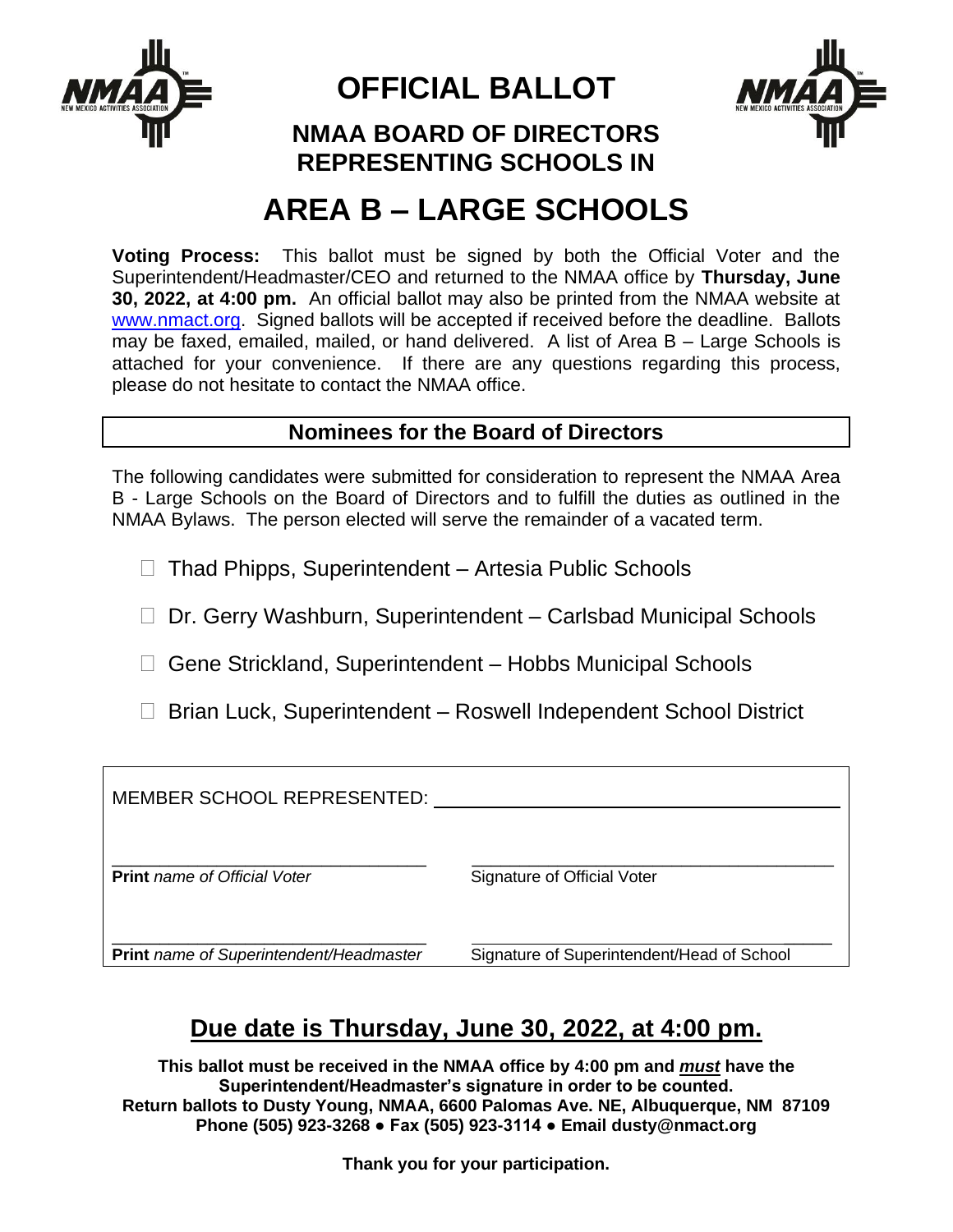# OFFICIAL BALLOT

## NMAA BOARD OF DIRECTORS REPRESENTING SCHOOLS IN

# AREA B – LARGE SCHOOLS

**Voting Process:** This ballot must be signed by both the Official Voter and the Superintendent/Headmaster/CEO and returned to the NMAA office by **Thursday, June 30, 2022, at 4:00 pm.** An official ballot may also be printed from the NMAA website at www.nmact.org. Signed ballots will be accepted if received before the deadline. Ballots may be faxed, emailed, mailed, or hand delivered. A list of Area B – Large Schools is attached for your convenience. If there are any questions regarding this process, please do not hesitate to contact the NMAA office.

## Nominees for the Board of Directors

The following candidates were submitted for consideration to represent the NMAA Area B - Large Schools on the Board of Directors and to fulfill the duties as outlined in the NMAA Bylaws. The person elected will serve the remainder of a vacated term.

- ☐ Thad Phipps, Superintendent – Artesia Public Schools
- ☐ Dr. Gerry Washburn, Superintendent – Carlsbad Municipal Schools
- ☐ Gene Strickland, Superintendent – Hobbs Municipal Schools
- ☐ Brian Luck, Superintendent – Roswell Independent School District

MEMBER SCHOOL REPRESENTED: ______________________________

______________________________ ______________________________
**Print** *name of Official Voter* Signature of Official Voter

______________________________ ______________________________
**Print** *name of Superintendent/Headmaster* Signature of Superintendent/Head of School

## Due date is Thursday, June 30, 2022, at 4:00 pm.

**This ballot must be received in the NMAA office by 4:00 pm and *must* have the Superintendent/Headmaster's signature in order to be counted.**
**Return ballots to Dusty Young, NMAA, 6600 Palomas Ave. NE, Albuquerque, NM 87109**
**Phone (505) 923-3268 ● Fax (505) 923-3114 ● Email dusty@nmact.org**

**Thank you for your participation.**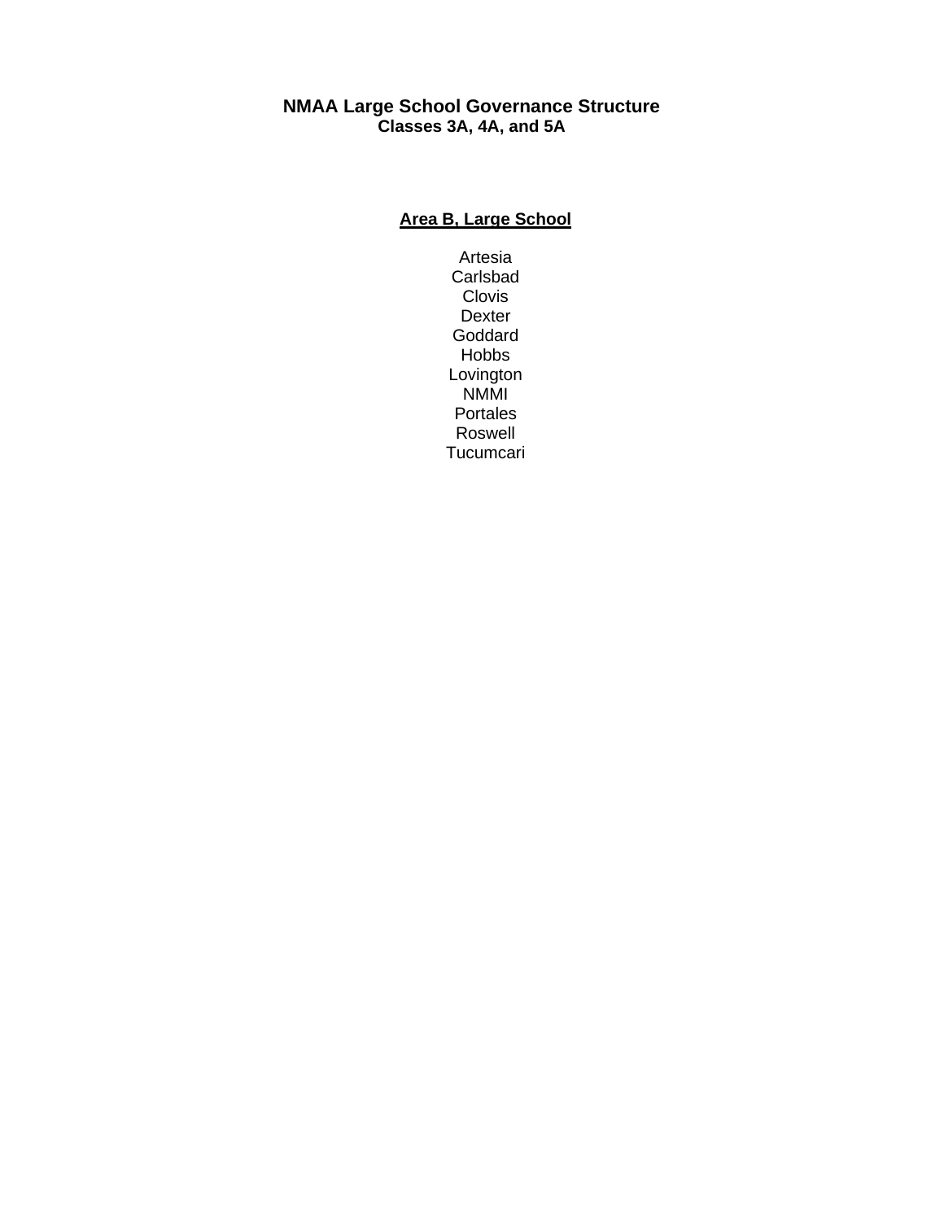# NMAA Large School Governance Structure

**Classes 3A, 4A, and 5A**

## Area B, Large School

Artesia
Carlsbad
Clovis
Dexter
Goddard
Hobbs
Lovington
NMMI
Portales
Roswell
Tucumcari